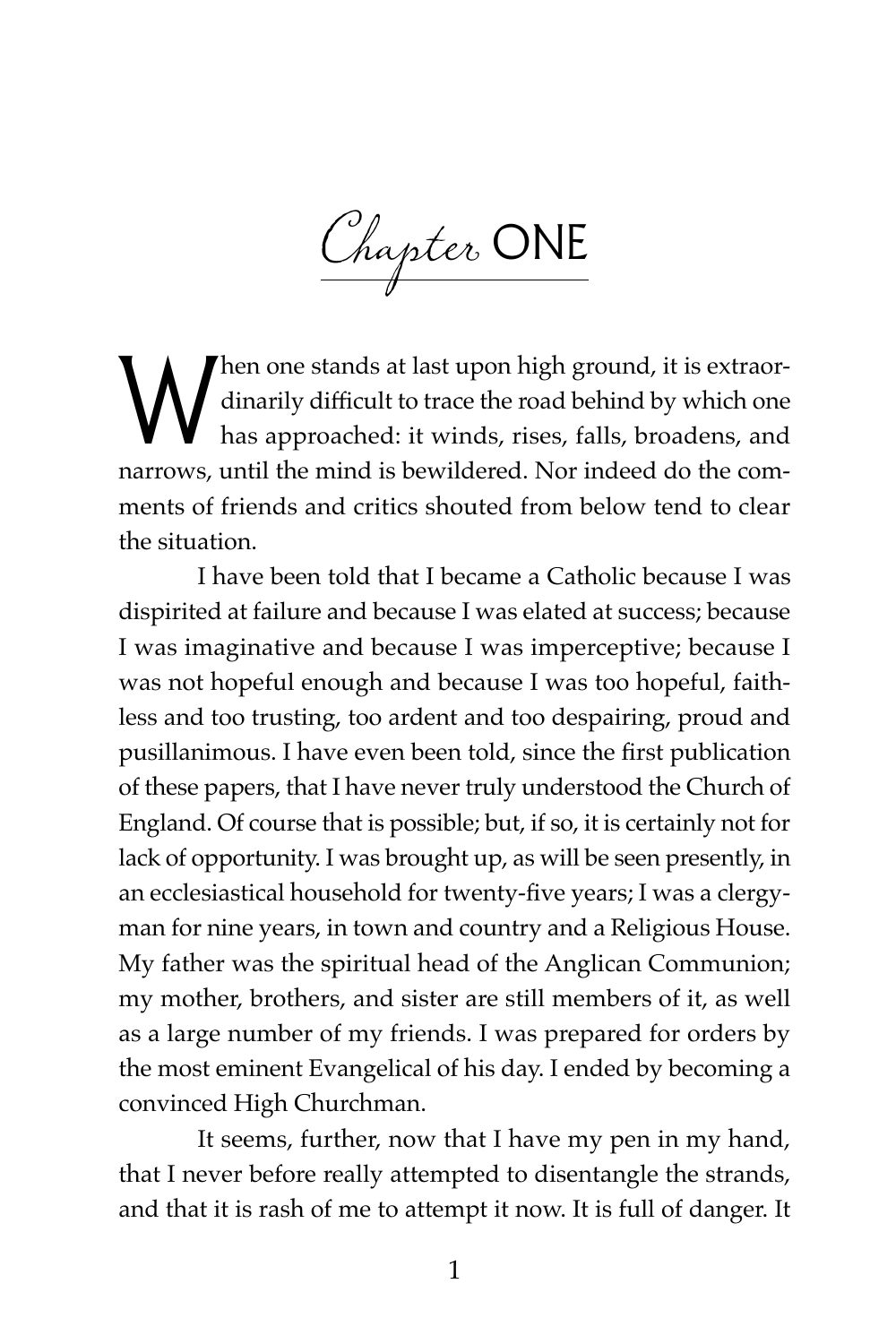# Chapter ONE

When one stands at last upon high ground, it is extraordinarily difficult to trace the road behind by which one has approached: it winds, rises, falls, broadens, and narrows, until the mind is bewildered. Nor indeed do the comments of friends and critics shouted from below tend to clear the situation.

I have been told that I became a Catholic because I was dispirited at failure and because I was elated at success; because I was imaginative and because I was imperceptive; because I was not hopeful enough and because I was too hopeful, faithless and too trusting, too ardent and too despairing, proud and pusillanimous. I have even been told, since the first publication of these papers, that I have never truly understood the Church of England. Of course that is possible; but, if so, it is certainly not for lack of opportunity. I was brought up, as will be seen presently, in an ecclesiastical household for twenty-five years; I was a clergyman for nine years, in town and country and a Religious House. My father was the spiritual head of the Anglican Communion; my mother, brothers, and sister are still members of it, as well as a large number of my friends. I was prepared for orders by the most eminent Evangelical of his day. I ended by becoming a convinced High Churchman.

It seems, further, now that I have my pen in my hand, that I never before really attempted to disentangle the strands, and that it is rash of me to attempt it now. It is full of danger. It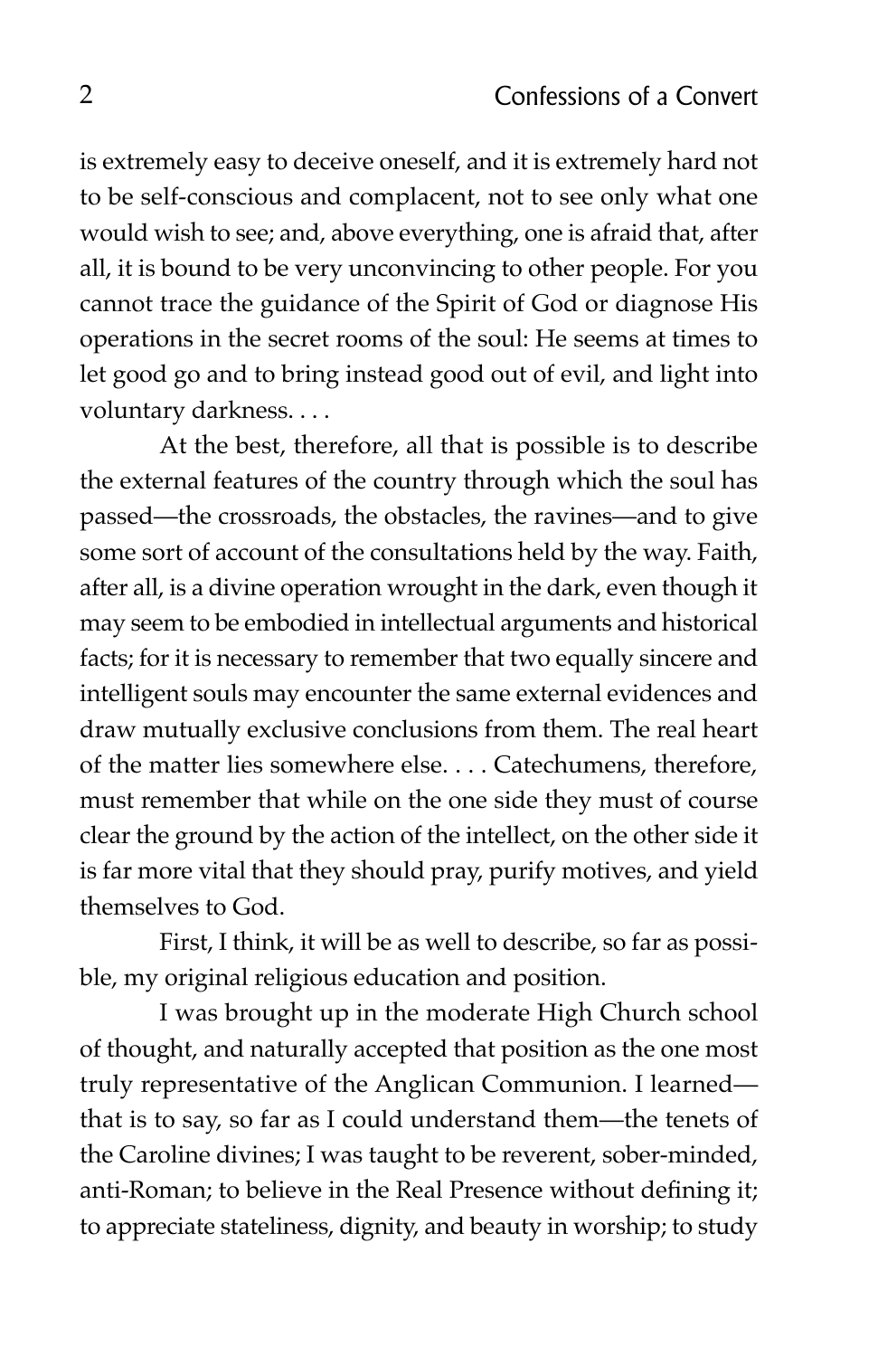is extremely easy to deceive oneself, and it is extremely hard not to be self-conscious and complacent, not to see only what one would wish to see; and, above everything, one is afraid that, after all, it is bound to be very unconvincing to other people. For you cannot trace the guidance of the Spirit of God or diagnose His operations in the secret rooms of the soul: He seems at times to let good go and to bring instead good out of evil, and light into voluntary darkness. . . .

At the best, therefore, all that is possible is to describe the external features of the country through which the soul has passed—the crossroads, the obstacles, the ravines—and to give some sort of account of the consultations held by the way. Faith, after all, is a divine operation wrought in the dark, even though it may seem to be embodied in intellectual arguments and historical facts; for it is necessary to remember that two equally sincere and intelligent souls may encounter the same external evidences and draw mutually exclusive conclusions from them. The real heart of the matter lies somewhere else. . . . Catechumens, therefore, must remember that while on the one side they must of course clear the ground by the action of the intellect, on the other side it is far more vital that they should pray, purify motives, and yield themselves to God.

First, I think, it will be as well to describe, so far as possible, my original religious education and position.

I was brought up in the moderate High Church school of thought, and naturally accepted that position as the one most truly representative of the Anglican Communion. I learned—that is to say, so far as I could understand them—the tenets of the Caroline divines; I was taught to be reverent, sober-minded, anti-Roman; to believe in the Real Presence without defining it; to appreciate stateliness, dignity, and beauty in worship; to study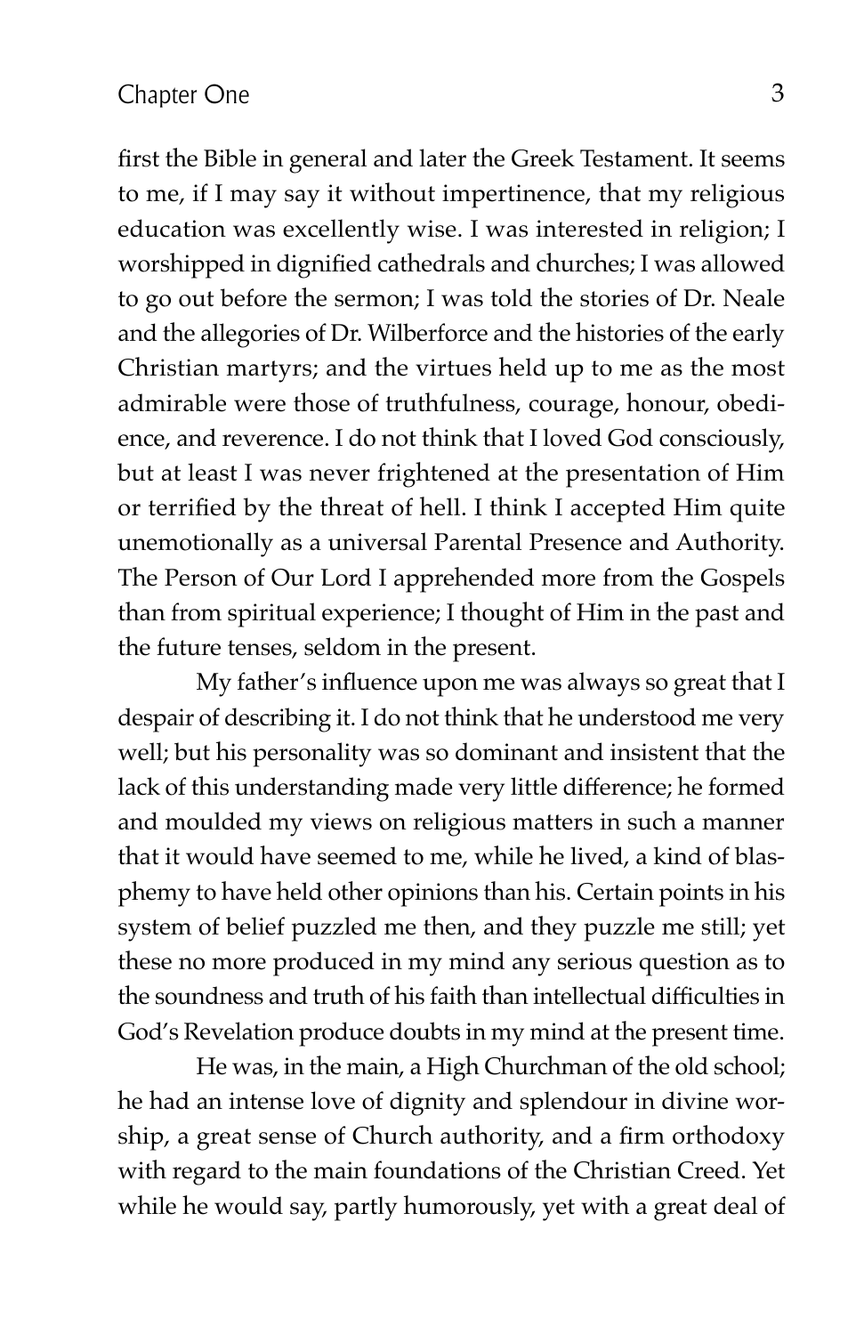first the Bible in general and later the Greek Testament. It seems to me, if I may say it without impertinence, that my religious education was excellently wise. I was interested in religion; I worshipped in dignified cathedrals and churches; I was allowed to go out before the sermon; I was told the stories of Dr. Neale and the allegories of Dr. Wilberforce and the histories of the early Christian martyrs; and the virtues held up to me as the most admirable were those of truthfulness, courage, honour, obedience, and reverence. I do not think that I loved God consciously, but at least I was never frightened at the presentation of Him or terrified by the threat of hell. I think I accepted Him quite unemotionally as a universal Parental Presence and Authority. The Person of Our Lord I apprehended more from the Gospels than from spiritual experience; I thought of Him in the past and the future tenses, seldom in the present.

My father's influence upon me was always so great that I despair of describing it. I do not think that he understood me very well; but his personality was so dominant and insistent that the lack of this understanding made very little difference; he formed and moulded my views on religious matters in such a manner that it would have seemed to me, while he lived, a kind of blasphemy to have held other opinions than his. Certain points in his system of belief puzzled me then, and they puzzle me still; yet these no more produced in my mind any serious question as to the soundness and truth of his faith than intellectual difficulties in God's Revelation produce doubts in my mind at the present time.

He was, in the main, a High Churchman of the old school; he had an intense love of dignity and splendour in divine worship, a great sense of Church authority, and a firm orthodoxy with regard to the main foundations of the Christian Creed. Yet while he would say, partly humorously, yet with a great deal of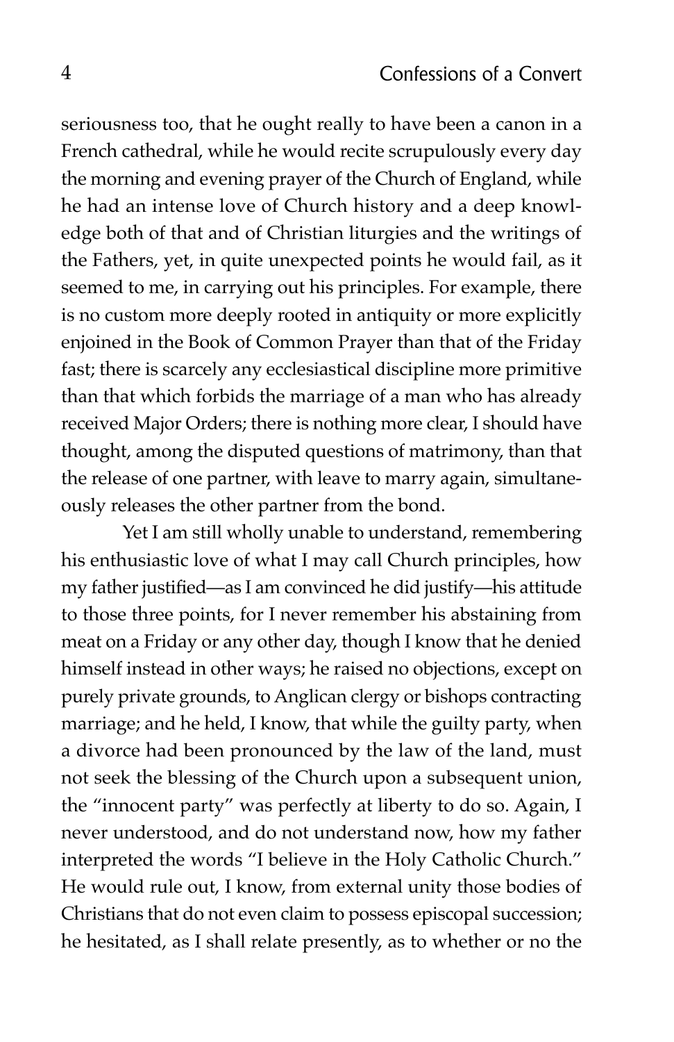seriousness too, that he ought really to have been a canon in a French cathedral, while he would recite scrupulously every day the morning and evening prayer of the Church of England, while he had an intense love of Church history and a deep knowledge both of that and of Christian liturgies and the writings of the Fathers, yet, in quite unexpected points he would fail, as it seemed to me, in carrying out his principles. For example, there is no custom more deeply rooted in antiquity or more explicitly enjoined in the Book of Common Prayer than that of the Friday fast; there is scarcely any ecclesiastical discipline more primitive than that which forbids the marriage of a man who has already received Major Orders; there is nothing more clear, I should have thought, among the disputed questions of matrimony, than that the release of one partner, with leave to marry again, simultaneously releases the other partner from the bond.

Yet I am still wholly unable to understand, remembering his enthusiastic love of what I may call Church principles, how my father justified—as I am convinced he did justify—his attitude to those three points, for I never remember his abstaining from meat on a Friday or any other day, though I know that he denied himself instead in other ways; he raised no objections, except on purely private grounds, to Anglican clergy or bishops contracting marriage; and he held, I know, that while the guilty party, when a divorce had been pronounced by the law of the land, must not seek the blessing of the Church upon a subsequent union, the "innocent party" was perfectly at liberty to do so. Again, I never understood, and do not understand now, how my father interpreted the words "I believe in the Holy Catholic Church." He would rule out, I know, from external unity those bodies of Christians that do not even claim to possess episcopal succession; he hesitated, as I shall relate presently, as to whether or no the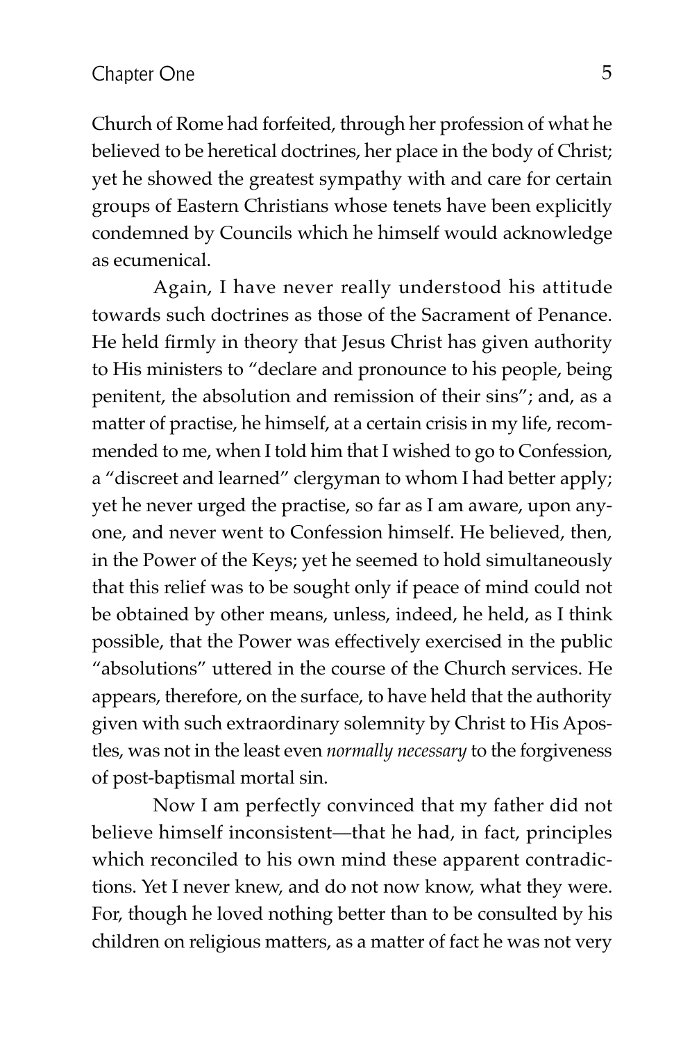Church of Rome had forfeited, through her profession of what he believed to be heretical doctrines, her place in the body of Christ; yet he showed the greatest sympathy with and care for certain groups of Eastern Christians whose tenets have been explicitly condemned by Councils which he himself would acknowledge as ecumenical.

Again, I have never really understood his attitude towards such doctrines as those of the Sacrament of Penance. He held firmly in theory that Jesus Christ has given authority to His ministers to "declare and pronounce to his people, being penitent, the absolution and remission of their sins"; and, as a matter of practise, he himself, at a certain crisis in my life, recommended to me, when I told him that I wished to go to Confession, a "discreet and learned" clergyman to whom I had better apply; yet he never urged the practise, so far as I am aware, upon anyone, and never went to Confession himself. He believed, then, in the Power of the Keys; yet he seemed to hold simultaneously that this relief was to be sought only if peace of mind could not be obtained by other means, unless, indeed, he held, as I think possible, that the Power was effectively exercised in the public "absolutions" uttered in the course of the Church services. He appears, therefore, on the surface, to have held that the authority given with such extraordinary solemnity by Christ to His Apostles, was not in the least even *normally necessary* to the forgiveness of post-baptismal mortal sin.

Now I am perfectly convinced that my father did not believe himself inconsistent—that he had, in fact, principles which reconciled to his own mind these apparent contradictions. Yet I never knew, and do not now know, what they were. For, though he loved nothing better than to be consulted by his children on religious matters, as a matter of fact he was not very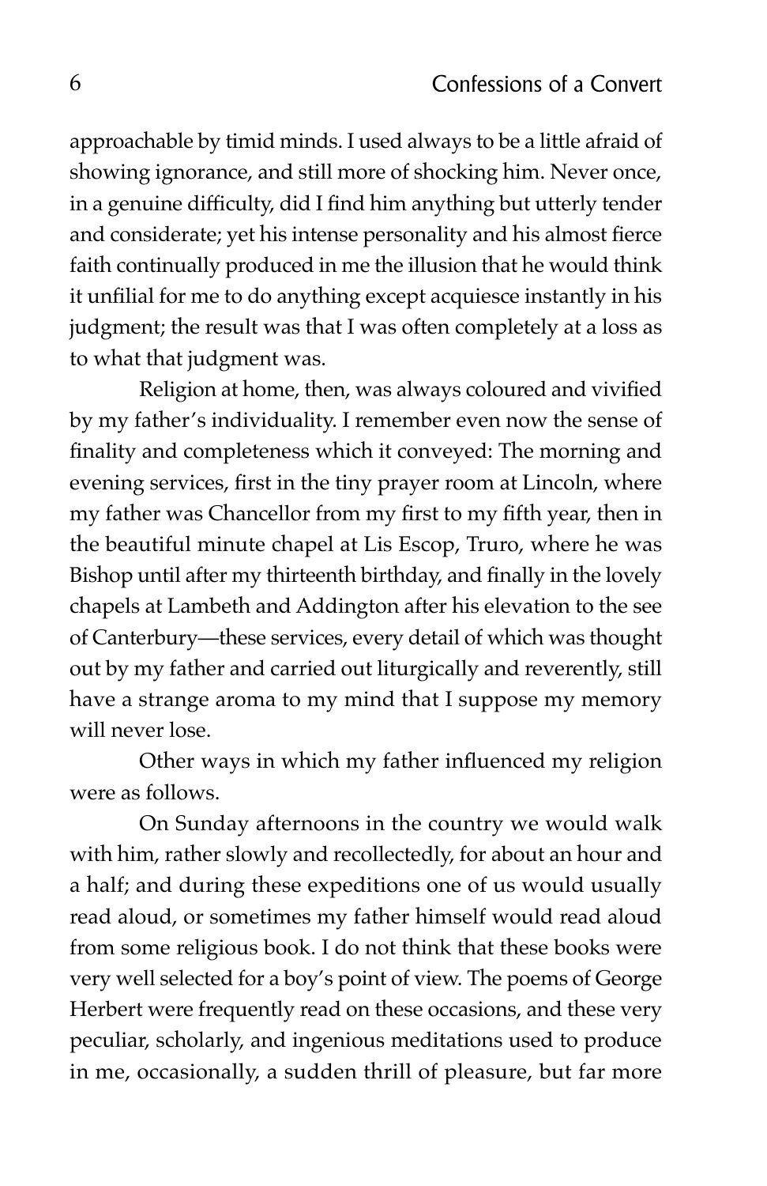approachable by timid minds. I used always to be a little afraid of showing ignorance, and still more of shocking him. Never once, in a genuine difficulty, did I find him anything but utterly tender and considerate; yet his intense personality and his almost fierce faith continually produced in me the illusion that he would think it unfilial for me to do anything except acquiesce instantly in his judgment; the result was that I was often completely at a loss as to what that judgment was.

Religion at home, then, was always coloured and vivified by my father's individuality. I remember even now the sense of finality and completeness which it conveyed: The morning and evening services, first in the tiny prayer room at Lincoln, where my father was Chancellor from my first to my fifth year, then in the beautiful minute chapel at Lis Escop, Truro, where he was Bishop until after my thirteenth birthday, and finally in the lovely chapels at Lambeth and Addington after his elevation to the see of Canterbury—these services, every detail of which was thought out by my father and carried out liturgically and reverently, still have a strange aroma to my mind that I suppose my memory will never lose.

Other ways in which my father influenced my religion were as follows.

On Sunday afternoons in the country we would walk with him, rather slowly and recollectedly, for about an hour and a half; and during these expeditions one of us would usually read aloud, or sometimes my father himself would read aloud from some religious book. I do not think that these books were very well selected for a boy's point of view. The poems of George Herbert were frequently read on these occasions, and these very peculiar, scholarly, and ingenious meditations used to produce in me, occasionally, a sudden thrill of pleasure, but far more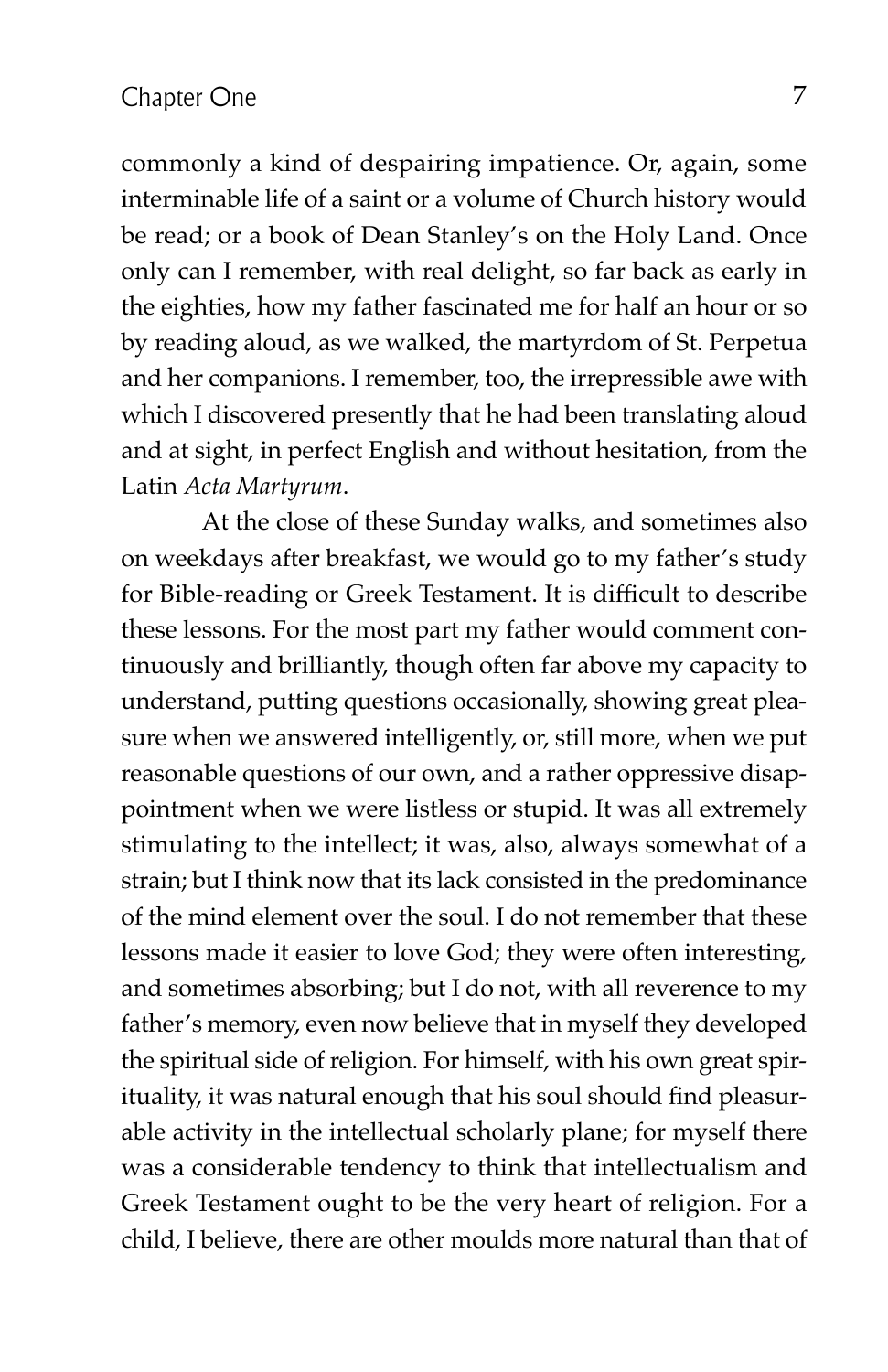commonly a kind of despairing impatience. Or, again, some interminable life of a saint or a volume of Church history would be read; or a book of Dean Stanley's on the Holy Land. Once only can I remember, with real delight, so far back as early in the eighties, how my father fascinated me for half an hour or so by reading aloud, as we walked, the martyrdom of St. Perpetua and her companions. I remember, too, the irrepressible awe with which I discovered presently that he had been translating aloud and at sight, in perfect English and without hesitation, from the Latin *Acta Martyrum*.

At the close of these Sunday walks, and sometimes also on weekdays after breakfast, we would go to my father's study for Bible-reading or Greek Testament. It is difficult to describe these lessons. For the most part my father would comment continuously and brilliantly, though often far above my capacity to understand, putting questions occasionally, showing great pleasure when we answered intelligently, or, still more, when we put reasonable questions of our own, and a rather oppressive disappointment when we were listless or stupid. It was all extremely stimulating to the intellect; it was, also, always somewhat of a strain; but I think now that its lack consisted in the predominance of the mind element over the soul. I do not remember that these lessons made it easier to love God; they were often interesting, and sometimes absorbing; but I do not, with all reverence to my father's memory, even now believe that in myself they developed the spiritual side of religion. For himself, with his own great spirituality, it was natural enough that his soul should find pleasurable activity in the intellectual scholarly plane; for myself there was a considerable tendency to think that intellectualism and Greek Testament ought to be the very heart of religion. For a child, I believe, there are other moulds more natural than that of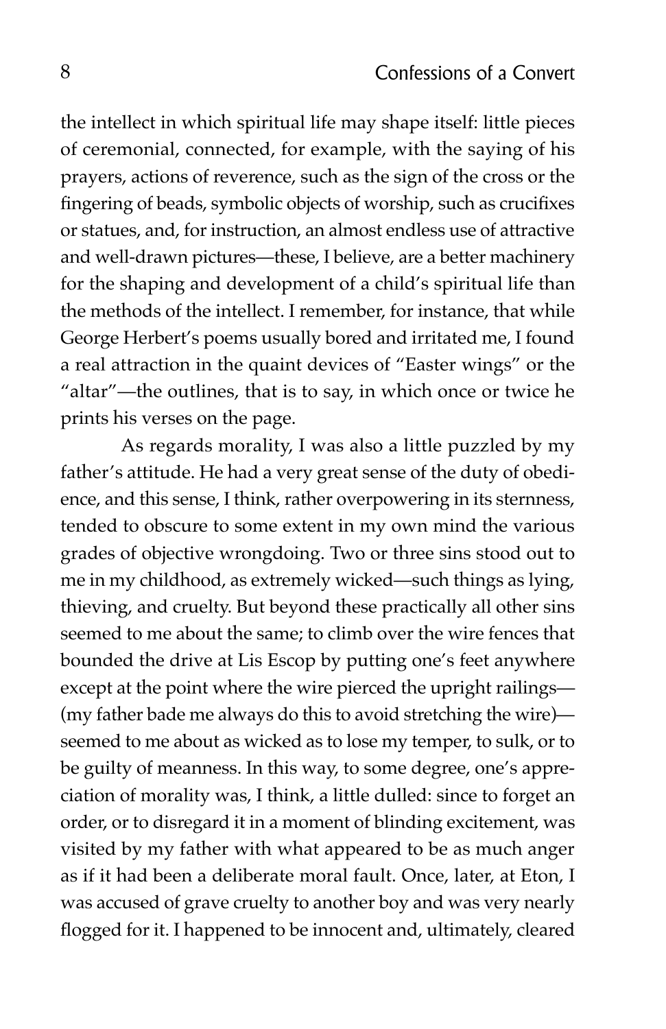the intellect in which spiritual life may shape itself: little pieces of ceremonial, connected, for example, with the saying of his prayers, actions of reverence, such as the sign of the cross or the fingering of beads, symbolic objects of worship, such as crucifixes or statues, and, for instruction, an almost endless use of attractive and well-drawn pictures—these, I believe, are a better machinery for the shaping and development of a child's spiritual life than the methods of the intellect. I remember, for instance, that while George Herbert's poems usually bored and irritated me, I found a real attraction in the quaint devices of "Easter wings" or the "altar"—the outlines, that is to say, in which once or twice he prints his verses on the page.

As regards morality, I was also a little puzzled by my father's attitude. He had a very great sense of the duty of obedience, and this sense, I think, rather overpowering in its sternness, tended to obscure to some extent in my own mind the various grades of objective wrongdoing. Two or three sins stood out to me in my childhood, as extremely wicked—such things as lying, thieving, and cruelty. But beyond these practically all other sins seemed to me about the same; to climb over the wire fences that bounded the drive at Lis Escop by putting one's feet anywhere except at the point where the wire pierced the upright railings—(my father bade me always do this to avoid stretching the wire)—seemed to me about as wicked as to lose my temper, to sulk, or to be guilty of meanness. In this way, to some degree, one's appreciation of morality was, I think, a little dulled: since to forget an order, or to disregard it in a moment of blinding excitement, was visited by my father with what appeared to be as much anger as if it had been a deliberate moral fault. Once, later, at Eton, I was accused of grave cruelty to another boy and was very nearly flogged for it. I happened to be innocent and, ultimately, cleared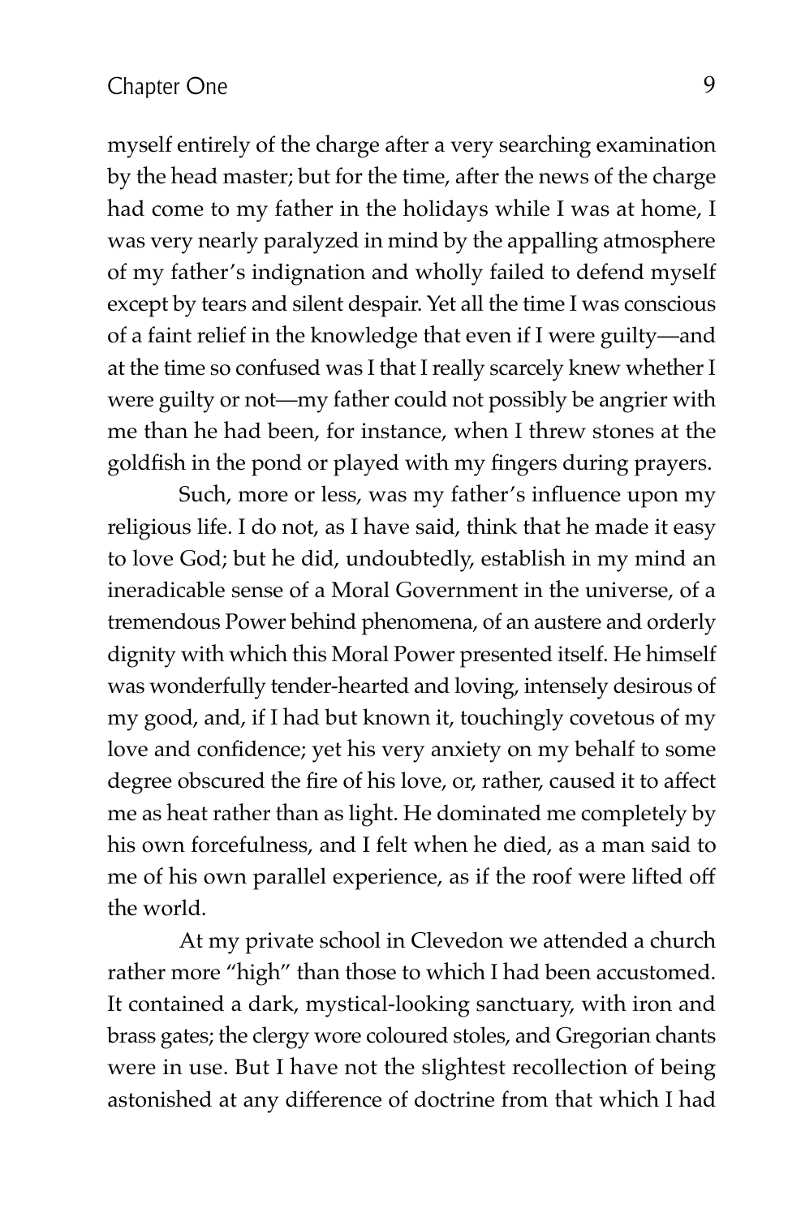myself entirely of the charge after a very searching examination by the head master; but for the time, after the news of the charge had come to my father in the holidays while I was at home, I was very nearly paralyzed in mind by the appalling atmosphere of my father's indignation and wholly failed to defend myself except by tears and silent despair. Yet all the time I was conscious of a faint relief in the knowledge that even if I were guilty—and at the time so confused was I that I really scarcely knew whether I were guilty or not—my father could not possibly be angrier with me than he had been, for instance, when I threw stones at the goldfish in the pond or played with my fingers during prayers.

Such, more or less, was my father's influence upon my religious life. I do not, as I have said, think that he made it easy to love God; but he did, undoubtedly, establish in my mind an ineradicable sense of a Moral Government in the universe, of a tremendous Power behind phenomena, of an austere and orderly dignity with which this Moral Power presented itself. He himself was wonderfully tender-hearted and loving, intensely desirous of my good, and, if I had but known it, touchingly covetous of my love and confidence; yet his very anxiety on my behalf to some degree obscured the fire of his love, or, rather, caused it to affect me as heat rather than as light. He dominated me completely by his own forcefulness, and I felt when he died, as a man said to me of his own parallel experience, as if the roof were lifted off the world.

At my private school in Clevedon we attended a church rather more "high" than those to which I had been accustomed. It contained a dark, mystical-looking sanctuary, with iron and brass gates; the clergy wore coloured stoles, and Gregorian chants were in use. But I have not the slightest recollection of being astonished at any difference of doctrine from that which I had